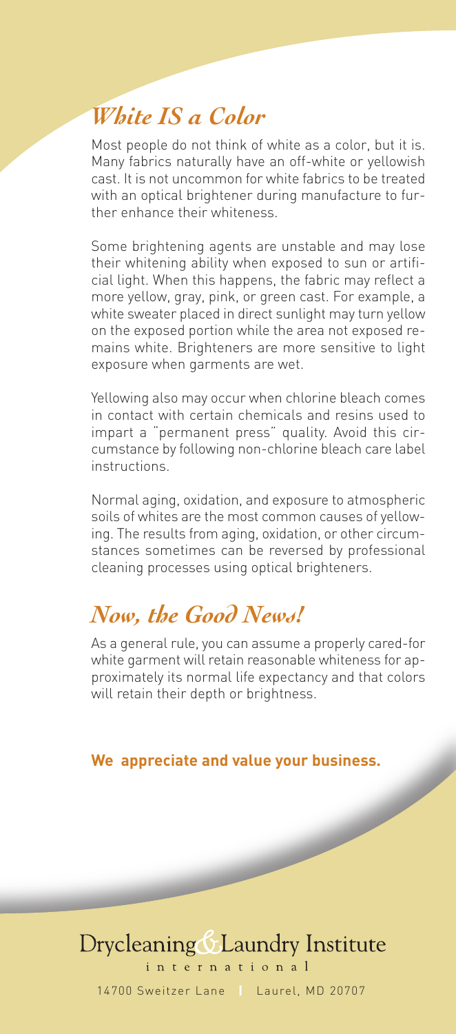## *White IS a Color*

Most people do not think of white as a color, but it is. Many fabrics naturally have an off-white or yellowish cast. It is not uncommon for white fabrics to be treated with an optical brightener during manufacture to further enhance their whiteness.

Some brightening agents are unstable and may lose their whitening ability when exposed to sun or artificial light. When this happens, the fabric may reflect a more yellow, gray, pink, or green cast. For example, a white sweater placed in direct sunlight may turn yellow on the exposed portion while the area not exposed remains white. Brighteners are more sensitive to light exposure when garments are wet.

Yellowing also may occur when chlorine bleach comes in contact with certain chemicals and resins used to impart a "permanent press" quality. Avoid this circumstance by following non-chlorine bleach care label instructions.

Normal aging, oxidation, and exposure to atmospheric soils of whites are the most common causes of yellowing. The results from aging, oxidation, or other circumstances sometimes can be reversed by professional cleaning processes using optical brighteners.

## *Now, the Good News!*

As a general rule, you can assume a properly cared-for white garment will retain reasonable whiteness for approximately its normal life expectancy and that colors will retain their depth or brightness.

**We appreciate and value your business.**

Drycleaning & Laundry Institute
international

14700 Sweitzer Lane | Laurel, MD 20707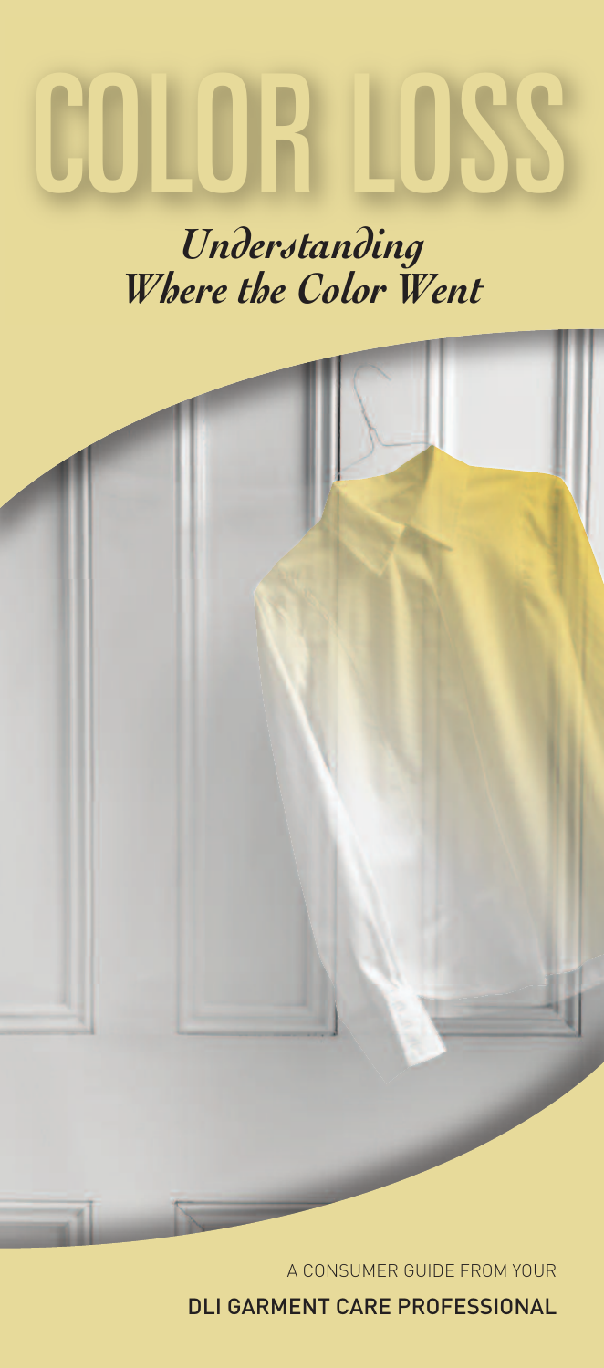# COLOR LOSS

## *Understanding Where the Color Went*

A CONSUMER GUIDE FROM YOUR

DLI GARMENT CARE PROFESSIONAL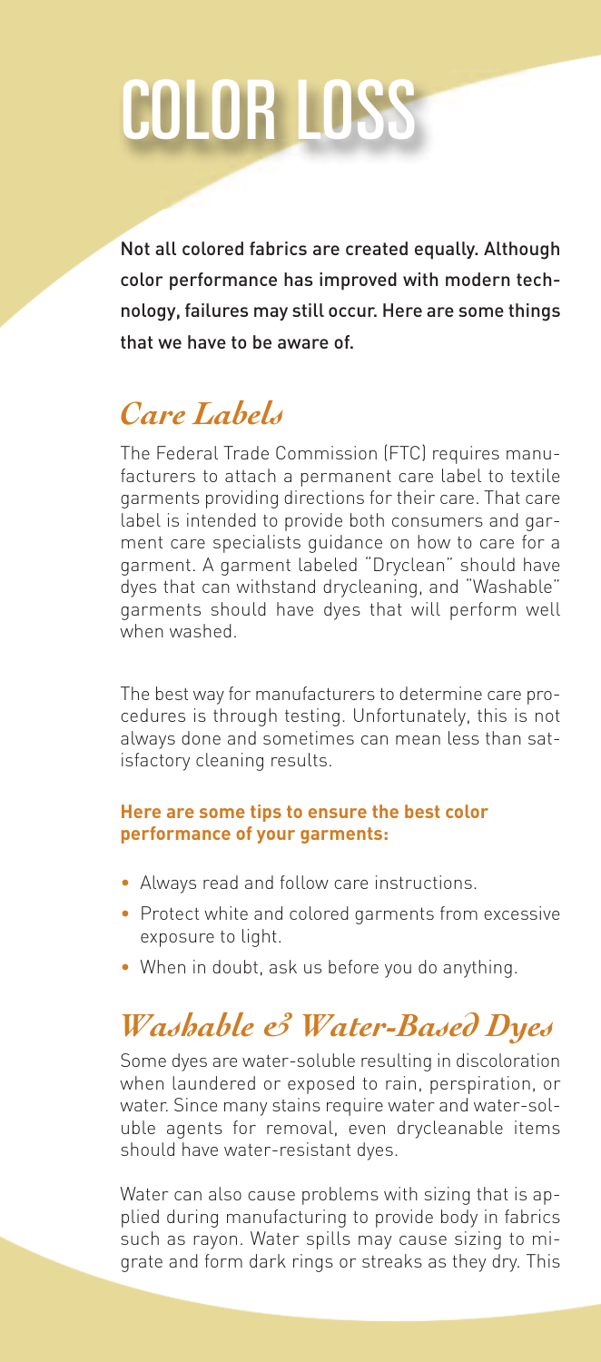# COLOR LOSS

Not all colored fabrics are created equally. Although color performance has improved with modern technology, failures may still occur. Here are some things that we have to be aware of.

## *Care Labels*

The Federal Trade Commission (FTC) requires manufacturers to attach a permanent care label to textile garments providing directions for their care. That care label is intended to provide both consumers and garment care specialists guidance on how to care for a garment. A garment labeled "Dryclean" should have dyes that can withstand drycleaning, and "Washable" garments should have dyes that will perform well when washed.

The best way for manufacturers to determine care procedures is through testing. Unfortunately, this is not always done and sometimes can mean less than satisfactory cleaning results.

**Here are some tips to ensure the best color performance of your garments:**

- Always read and follow care instructions.
- Protect white and colored garments from excessive exposure to light.
- When in doubt, ask us before you do anything.

## *Washable & Water-Based Dyes*

Some dyes are water-soluble resulting in discoloration when laundered or exposed to rain, perspiration, or water. Since many stains require water and water-soluble agents for removal, even drycleanable items should have water-resistant dyes.

Water can also cause problems with sizing that is applied during manufacturing to provide body in fabrics such as rayon. Water spills may cause sizing to migrate and form dark rings or streaks as they dry. This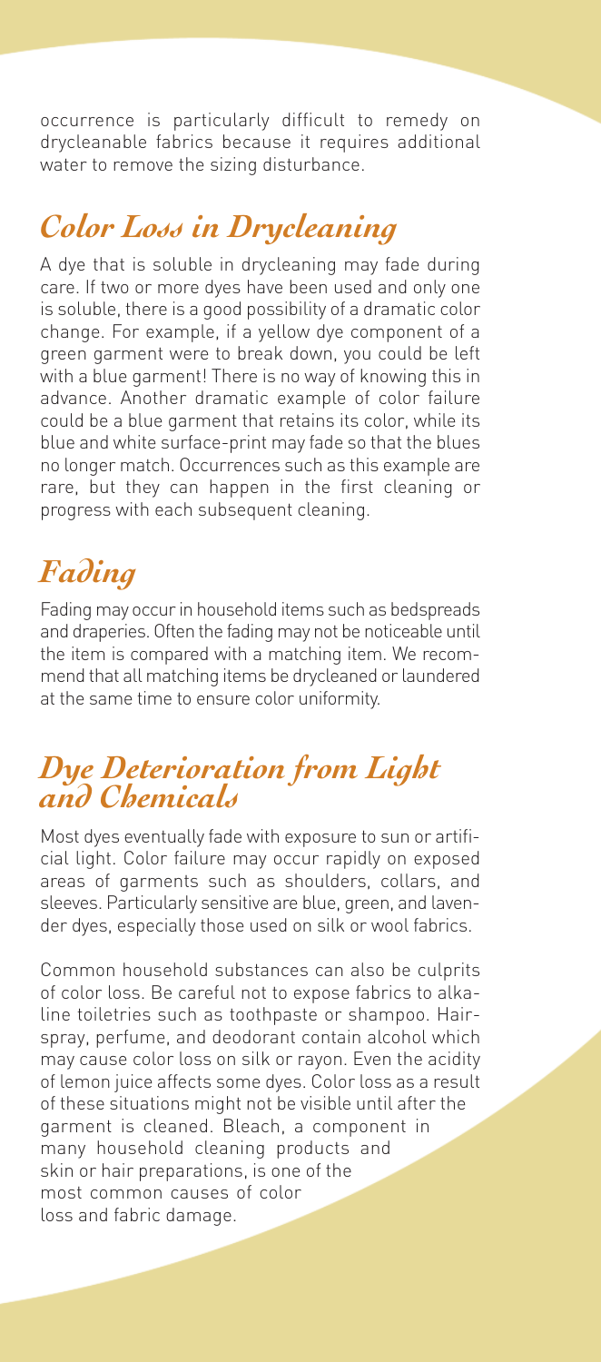occurrence is particularly difficult to remedy on drycleanable fabrics because it requires additional water to remove the sizing disturbance.

## *Color Loss in Drycleaning*

A dye that is soluble in drycleaning may fade during care. If two or more dyes have been used and only one is soluble, there is a good possibility of a dramatic color change. For example, if a yellow dye component of a green garment were to break down, you could be left with a blue garment! There is no way of knowing this in advance. Another dramatic example of color failure could be a blue garment that retains its color, while its blue and white surface-print may fade so that the blues no longer match. Occurrences such as this example are rare, but they can happen in the first cleaning or progress with each subsequent cleaning.

## *Fading*

Fading may occur in household items such as bedspreads and draperies. Often the fading may not be noticeable until the item is compared with a matching item. We recommend that all matching items be drycleaned or laundered at the same time to ensure color uniformity.

## *Dye Deterioration from Light and Chemicals*

Most dyes eventually fade with exposure to sun or artificial light. Color failure may occur rapidly on exposed areas of garments such as shoulders, collars, and sleeves. Particularly sensitive are blue, green, and lavender dyes, especially those used on silk or wool fabrics.

Common household substances can also be culprits of color loss. Be careful not to expose fabrics to alkaline toiletries such as toothpaste or shampoo. Hairspray, perfume, and deodorant contain alcohol which may cause color loss on silk or rayon. Even the acidity of lemon juice affects some dyes. Color loss as a result of these situations might not be visible until after the garment is cleaned. Bleach, a component in many household cleaning products and skin or hair preparations, is one of the most common causes of color loss and fabric damage.